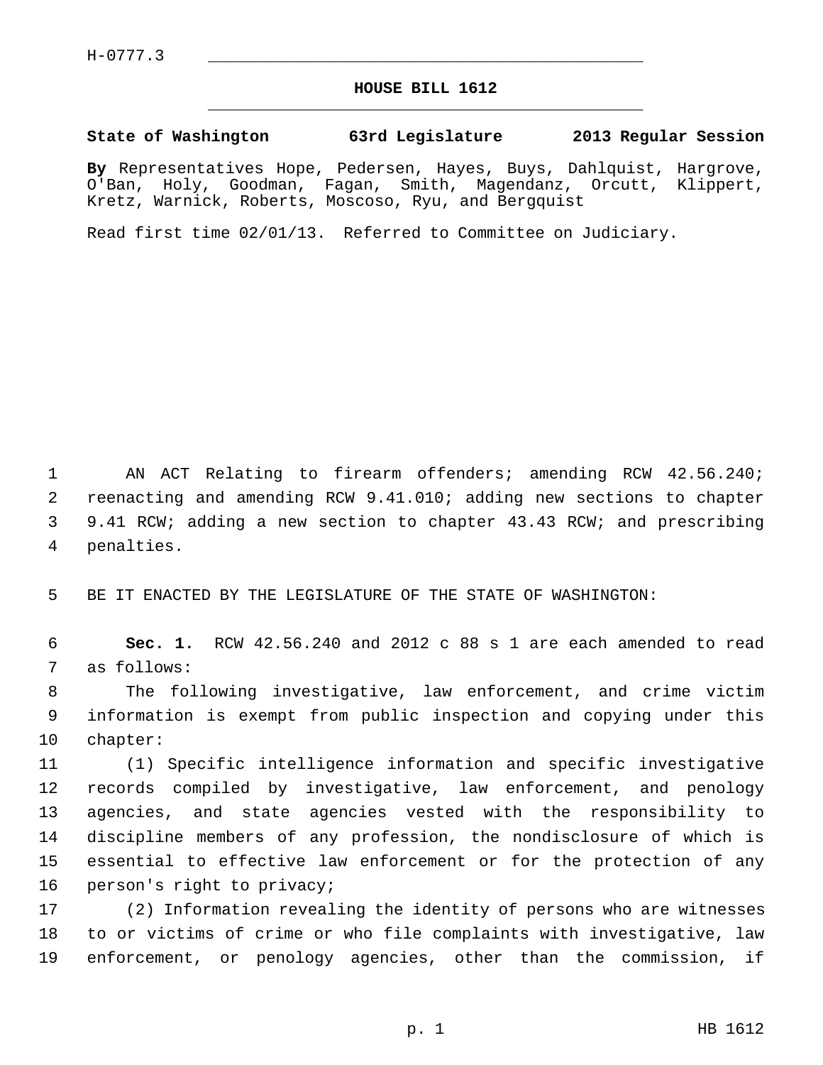H-0777.3

# HOUSE BILL 1612

**State of Washington 63rd Legislature 2013 Regular Session**

**By** Representatives Hope, Pedersen, Hayes, Buys, Dahlquist, Hargrove, O'Ban, Holy, Goodman, Fagan, Smith, Magendanz, Orcutt, Klippert, Kretz, Warnick, Roberts, Moscoso, Ryu, and Bergquist

Read first time 02/01/13. Referred to Committee on Judiciary.

AN ACT Relating to firearm offenders; amending RCW 42.56.240; reenacting and amending RCW 9.41.010; adding new sections to chapter 9.41 RCW; adding a new section to chapter 43.43 RCW; and prescribing penalties.

BE IT ENACTED BY THE LEGISLATURE OF THE STATE OF WASHINGTON:

**Sec. 1.** RCW 42.56.240 and 2012 c 88 s 1 are each amended to read as follows:

The following investigative, law enforcement, and crime victim information is exempt from public inspection and copying under this chapter:

(1) Specific intelligence information and specific investigative records compiled by investigative, law enforcement, and penology agencies, and state agencies vested with the responsibility to discipline members of any profession, the nondisclosure of which is essential to effective law enforcement or for the protection of any person's right to privacy;

(2) Information revealing the identity of persons who are witnesses to or victims of crime or who file complaints with investigative, law enforcement, or penology agencies, other than the commission, if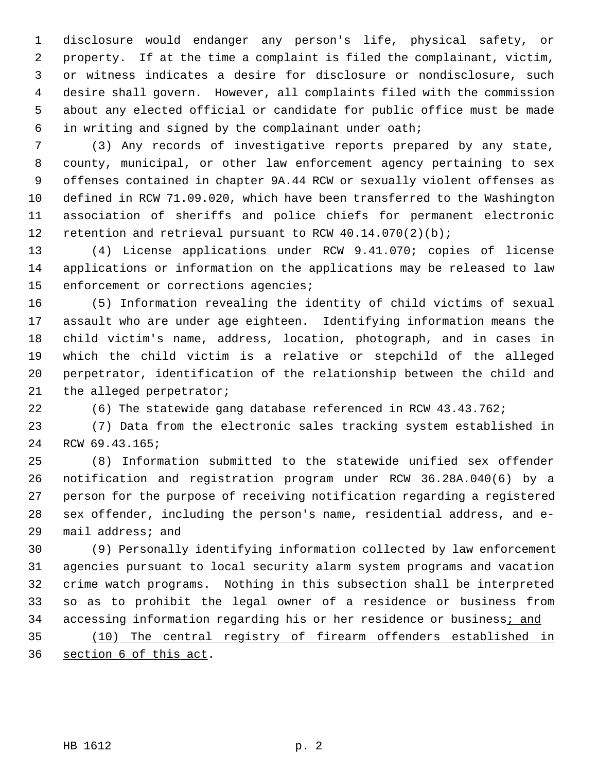disclosure would endanger any person's life, physical safety, or property. If at the time a complaint is filed the complainant, victim, or witness indicates a desire for disclosure or nondisclosure, such desire shall govern. However, all complaints filed with the commission about any elected official or candidate for public office must be made in writing and signed by the complainant under oath;

(3) Any records of investigative reports prepared by any state, county, municipal, or other law enforcement agency pertaining to sex offenses contained in chapter 9A.44 RCW or sexually violent offenses as defined in RCW 71.09.020, which have been transferred to the Washington association of sheriffs and police chiefs for permanent electronic retention and retrieval pursuant to RCW 40.14.070(2)(b);

(4) License applications under RCW 9.41.070; copies of license applications or information on the applications may be released to law enforcement or corrections agencies;

(5) Information revealing the identity of child victims of sexual assault who are under age eighteen. Identifying information means the child victim's name, address, location, photograph, and in cases in which the child victim is a relative or stepchild of the alleged perpetrator, identification of the relationship between the child and the alleged perpetrator;

(6) The statewide gang database referenced in RCW 43.43.762;

(7) Data from the electronic sales tracking system established in RCW 69.43.165;

(8) Information submitted to the statewide unified sex offender notification and registration program under RCW 36.28A.040(6) by a person for the purpose of receiving notification regarding a registered sex offender, including the person's name, residential address, and e-mail address; and

(9) Personally identifying information collected by law enforcement agencies pursuant to local security alarm system programs and vacation crime watch programs. Nothing in this subsection shall be interpreted so as to prohibit the legal owner of a residence or business from accessing information regarding his or her residence or business<u>; and</u>

<u>(10) The central registry of firearm offenders established in section 6 of this act</u>.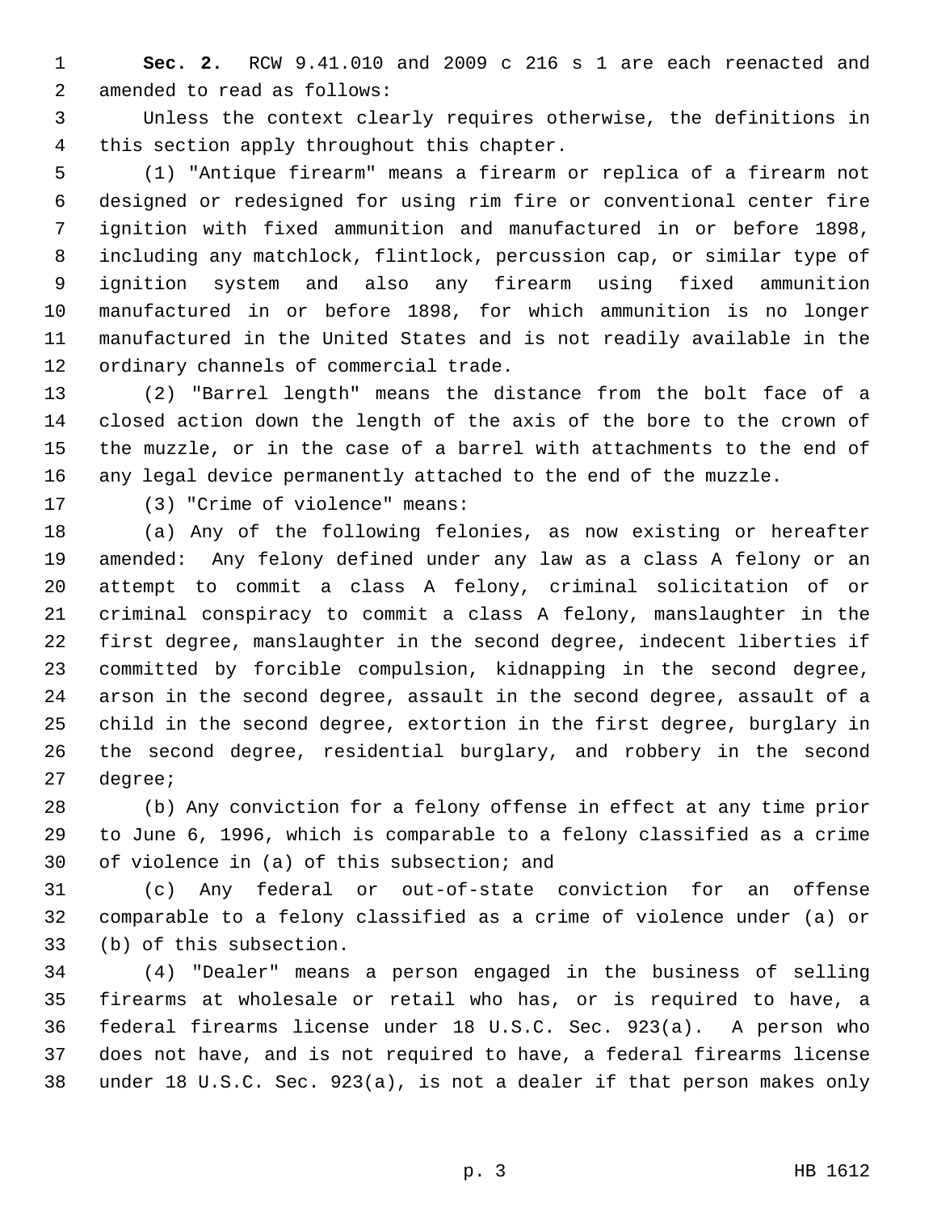**Sec. 2.** RCW 9.41.010 and 2009 c 216 s 1 are each reenacted and amended to read as follows:

Unless the context clearly requires otherwise, the definitions in this section apply throughout this chapter.

(1) "Antique firearm" means a firearm or replica of a firearm not designed or redesigned for using rim fire or conventional center fire ignition with fixed ammunition and manufactured in or before 1898, including any matchlock, flintlock, percussion cap, or similar type of ignition system and also any firearm using fixed ammunition manufactured in or before 1898, for which ammunition is no longer manufactured in the United States and is not readily available in the ordinary channels of commercial trade.

(2) "Barrel length" means the distance from the bolt face of a closed action down the length of the axis of the bore to the crown of the muzzle, or in the case of a barrel with attachments to the end of any legal device permanently attached to the end of the muzzle.

(3) "Crime of violence" means:

(a) Any of the following felonies, as now existing or hereafter amended: Any felony defined under any law as a class A felony or an attempt to commit a class A felony, criminal solicitation of or criminal conspiracy to commit a class A felony, manslaughter in the first degree, manslaughter in the second degree, indecent liberties if committed by forcible compulsion, kidnapping in the second degree, arson in the second degree, assault in the second degree, assault of a child in the second degree, extortion in the first degree, burglary in the second degree, residential burglary, and robbery in the second degree;

(b) Any conviction for a felony offense in effect at any time prior to June 6, 1996, which is comparable to a felony classified as a crime of violence in (a) of this subsection; and

(c) Any federal or out-of-state conviction for an offense comparable to a felony classified as a crime of violence under (a) or (b) of this subsection.

(4) "Dealer" means a person engaged in the business of selling firearms at wholesale or retail who has, or is required to have, a federal firearms license under 18 U.S.C. Sec. 923(a). A person who does not have, and is not required to have, a federal firearms license under 18 U.S.C. Sec. 923(a), is not a dealer if that person makes only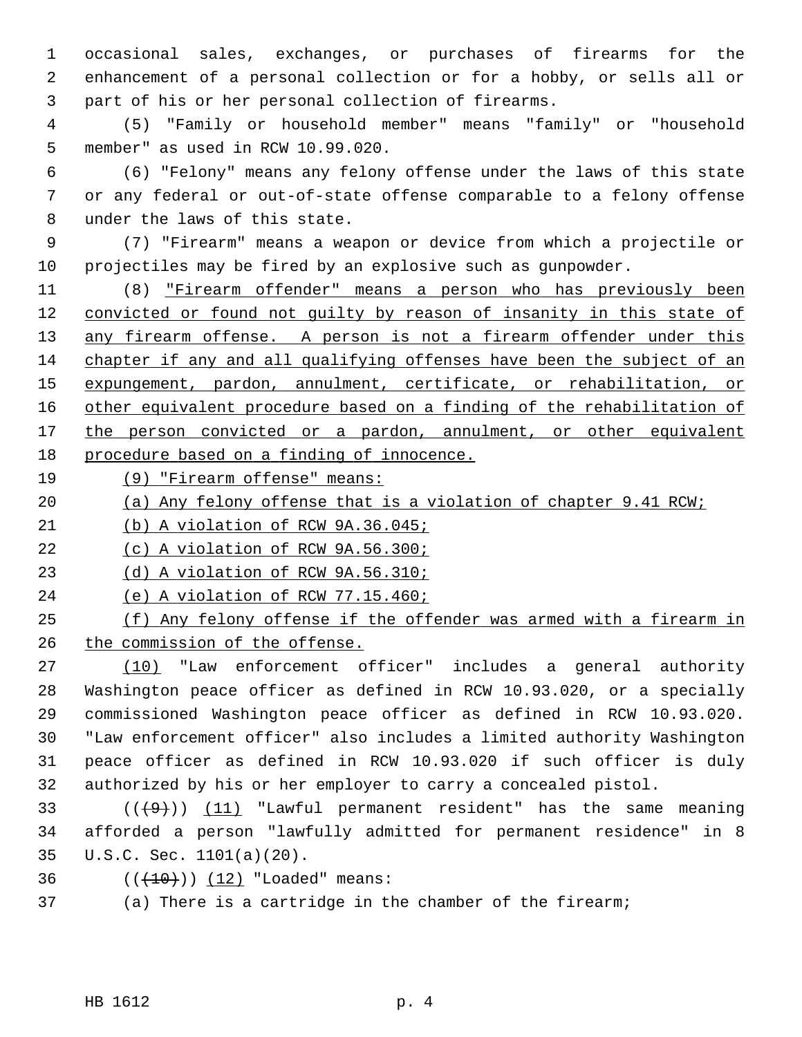occasional sales, exchanges, or purchases of firearms for the enhancement of a personal collection or for a hobby, or sells all or part of his or her personal collection of firearms.

(5) "Family or household member" means "family" or "household member" as used in RCW 10.99.020.

(6) "Felony" means any felony offense under the laws of this state or any federal or out-of-state offense comparable to a felony offense under the laws of this state.

(7) "Firearm" means a weapon or device from which a projectile or projectiles may be fired by an explosive such as gunpowder.

(8) "Firearm offender" means a person who has previously been convicted or found not guilty by reason of insanity in this state of any firearm offense. A person is not a firearm offender under this chapter if any and all qualifying offenses have been the subject of an expungement, pardon, annulment, certificate, or rehabilitation, or other equivalent procedure based on a finding of the rehabilitation of the person convicted or a pardon, annulment, or other equivalent procedure based on a finding of innocence.

(9) "Firearm offense" means:

(a) Any felony offense that is a violation of chapter 9.41 RCW;

(b) A violation of RCW 9A.36.045;

(c) A violation of RCW 9A.56.300;

(d) A violation of RCW 9A.56.310;

(e) A violation of RCW 77.15.460;

(f) Any felony offense if the offender was armed with a firearm in the commission of the offense.

(10) "Law enforcement officer" includes a general authority Washington peace officer as defined in RCW 10.93.020, or a specially commissioned Washington peace officer as defined in RCW 10.93.020. "Law enforcement officer" also includes a limited authority Washington peace officer as defined in RCW 10.93.020 if such officer is duly authorized by his or her employer to carry a concealed pistol.

((~~(9)~~)) (11) "Lawful permanent resident" has the same meaning afforded a person "lawfully admitted for permanent residence" in 8 U.S.C. Sec. 1101(a)(20).

((~~(10)~~)) (12) "Loaded" means:

(a) There is a cartridge in the chamber of the firearm;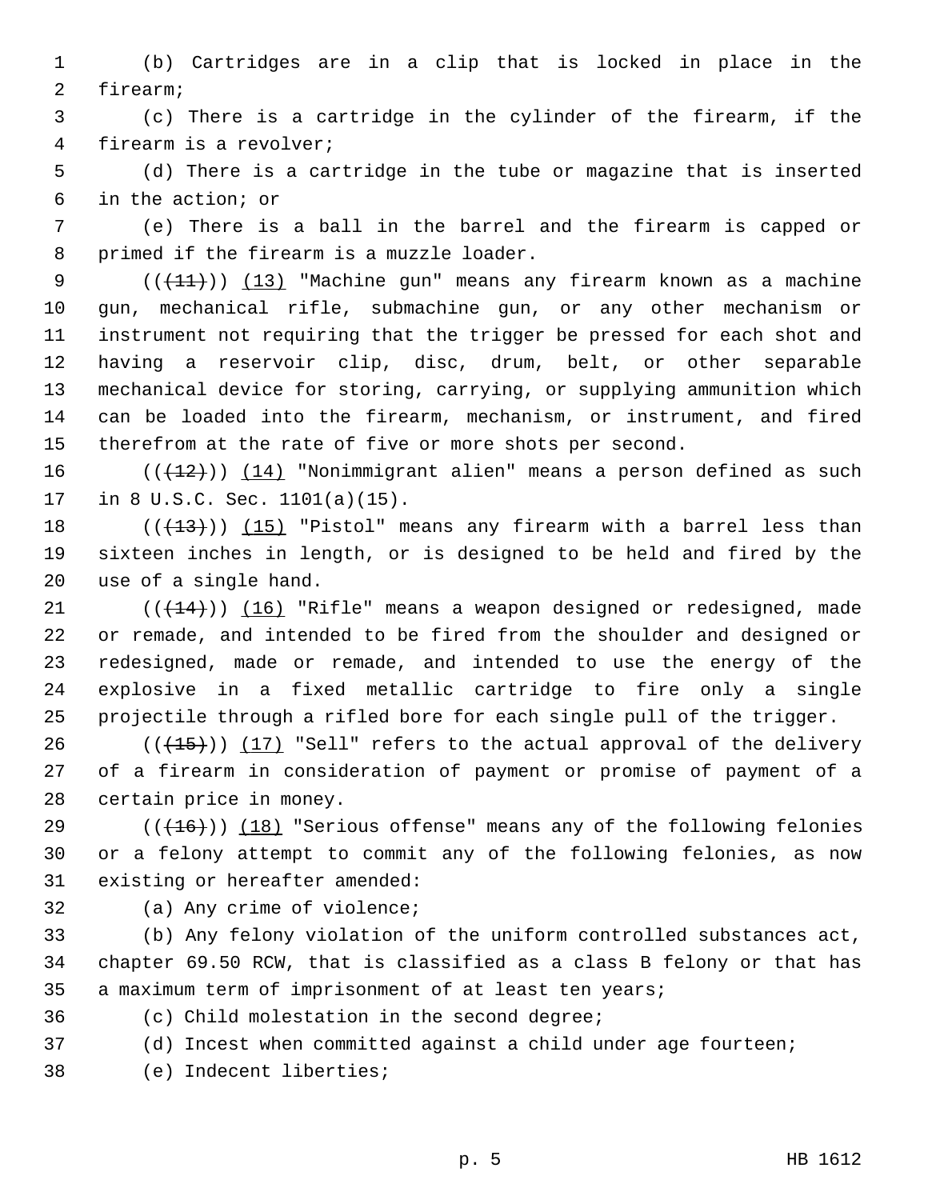(b) Cartridges are in a clip that is locked in place in the firearm;

(c) There is a cartridge in the cylinder of the firearm, if the firearm is a revolver;

(d) There is a cartridge in the tube or magazine that is inserted in the action; or

(e) There is a ball in the barrel and the firearm is capped or primed if the firearm is a muzzle loader.

((~~(11)~~)) (13) "Machine gun" means any firearm known as a machine gun, mechanical rifle, submachine gun, or any other mechanism or instrument not requiring that the trigger be pressed for each shot and having a reservoir clip, disc, drum, belt, or other separable mechanical device for storing, carrying, or supplying ammunition which can be loaded into the firearm, mechanism, or instrument, and fired therefrom at the rate of five or more shots per second.

((~~(12)~~)) (14) "Nonimmigrant alien" means a person defined as such in 8 U.S.C. Sec. 1101(a)(15).

((~~(13)~~)) (15) "Pistol" means any firearm with a barrel less than sixteen inches in length, or is designed to be held and fired by the use of a single hand.

((~~(14)~~)) (16) "Rifle" means a weapon designed or redesigned, made or remade, and intended to be fired from the shoulder and designed or redesigned, made or remade, and intended to use the energy of the explosive in a fixed metallic cartridge to fire only a single projectile through a rifled bore for each single pull of the trigger.

((~~(15)~~)) (17) "Sell" refers to the actual approval of the delivery of a firearm in consideration of payment or promise of payment of a certain price in money.

((~~(16)~~)) (18) "Serious offense" means any of the following felonies or a felony attempt to commit any of the following felonies, as now existing or hereafter amended:

(a) Any crime of violence;

(b) Any felony violation of the uniform controlled substances act, chapter 69.50 RCW, that is classified as a class B felony or that has a maximum term of imprisonment of at least ten years;

(c) Child molestation in the second degree;

(d) Incest when committed against a child under age fourteen;

(e) Indecent liberties;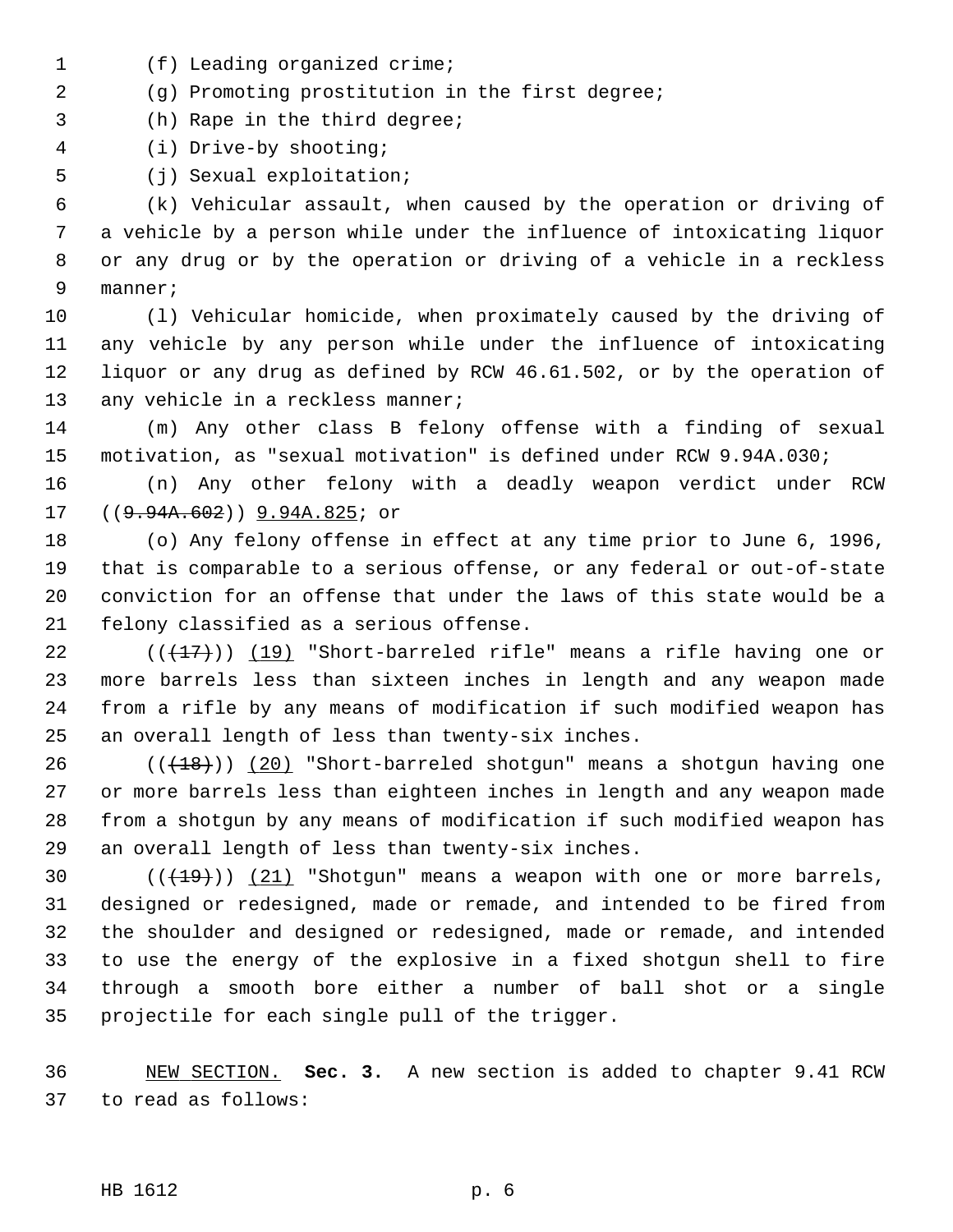(f) Leading organized crime;

(g) Promoting prostitution in the first degree;

(h) Rape in the third degree;

(i) Drive-by shooting;

(j) Sexual exploitation;

(k) Vehicular assault, when caused by the operation or driving of a vehicle by a person while under the influence of intoxicating liquor or any drug or by the operation or driving of a vehicle in a reckless manner;

(l) Vehicular homicide, when proximately caused by the driving of any vehicle by any person while under the influence of intoxicating liquor or any drug as defined by RCW 46.61.502, or by the operation of any vehicle in a reckless manner;

(m) Any other class B felony offense with a finding of sexual motivation, as "sexual motivation" is defined under RCW 9.94A.030;

(n) Any other felony with a deadly weapon verdict under RCW ((~~9.94A.602~~)) <u>9.94A.825</u>; or

(o) Any felony offense in effect at any time prior to June 6, 1996, that is comparable to a serious offense, or any federal or out-of-state conviction for an offense that under the laws of this state would be a felony classified as a serious offense.

((~~(17)~~)) <u>(19)</u> "Short-barreled rifle" means a rifle having one or more barrels less than sixteen inches in length and any weapon made from a rifle by any means of modification if such modified weapon has an overall length of less than twenty-six inches.

((~~(18)~~)) <u>(20)</u> "Short-barreled shotgun" means a shotgun having one or more barrels less than eighteen inches in length and any weapon made from a shotgun by any means of modification if such modified weapon has an overall length of less than twenty-six inches.

((~~(19)~~)) <u>(21)</u> "Shotgun" means a weapon with one or more barrels, designed or redesigned, made or remade, and intended to be fired from the shoulder and designed or redesigned, made or remade, and intended to use the energy of the explosive in a fixed shotgun shell to fire through a smooth bore either a number of ball shot or a single projectile for each single pull of the trigger.

<u>NEW SECTION.</u> **Sec. 3.** A new section is added to chapter 9.41 RCW to read as follows: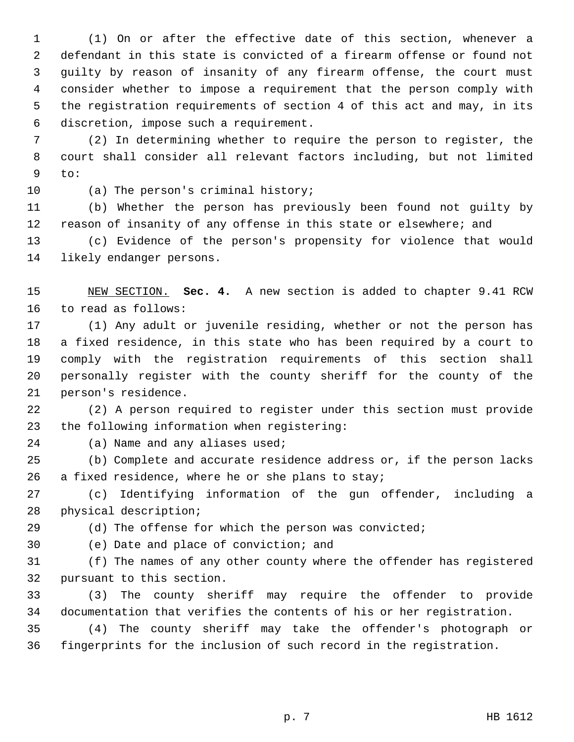(1) On or after the effective date of this section, whenever a defendant in this state is convicted of a firearm offense or found not guilty by reason of insanity of any firearm offense, the court must consider whether to impose a requirement that the person comply with the registration requirements of section 4 of this act and may, in its discretion, impose such a requirement.

(2) In determining whether to require the person to register, the court shall consider all relevant factors including, but not limited to:

(a) The person's criminal history;

(b) Whether the person has previously been found not guilty by reason of insanity of any offense in this state or elsewhere; and

(c) Evidence of the person's propensity for violence that would likely endanger persons.

NEW SECTION. **Sec. 4.** A new section is added to chapter 9.41 RCW to read as follows:

(1) Any adult or juvenile residing, whether or not the person has a fixed residence, in this state who has been required by a court to comply with the registration requirements of this section shall personally register with the county sheriff for the county of the person's residence.

(2) A person required to register under this section must provide the following information when registering:

(a) Name and any aliases used;

(b) Complete and accurate residence address or, if the person lacks a fixed residence, where he or she plans to stay;

(c) Identifying information of the gun offender, including a physical description;

(d) The offense for which the person was convicted;

(e) Date and place of conviction; and

(f) The names of any other county where the offender has registered pursuant to this section.

(3) The county sheriff may require the offender to provide documentation that verifies the contents of his or her registration.

(4) The county sheriff may take the offender's photograph or fingerprints for the inclusion of such record in the registration.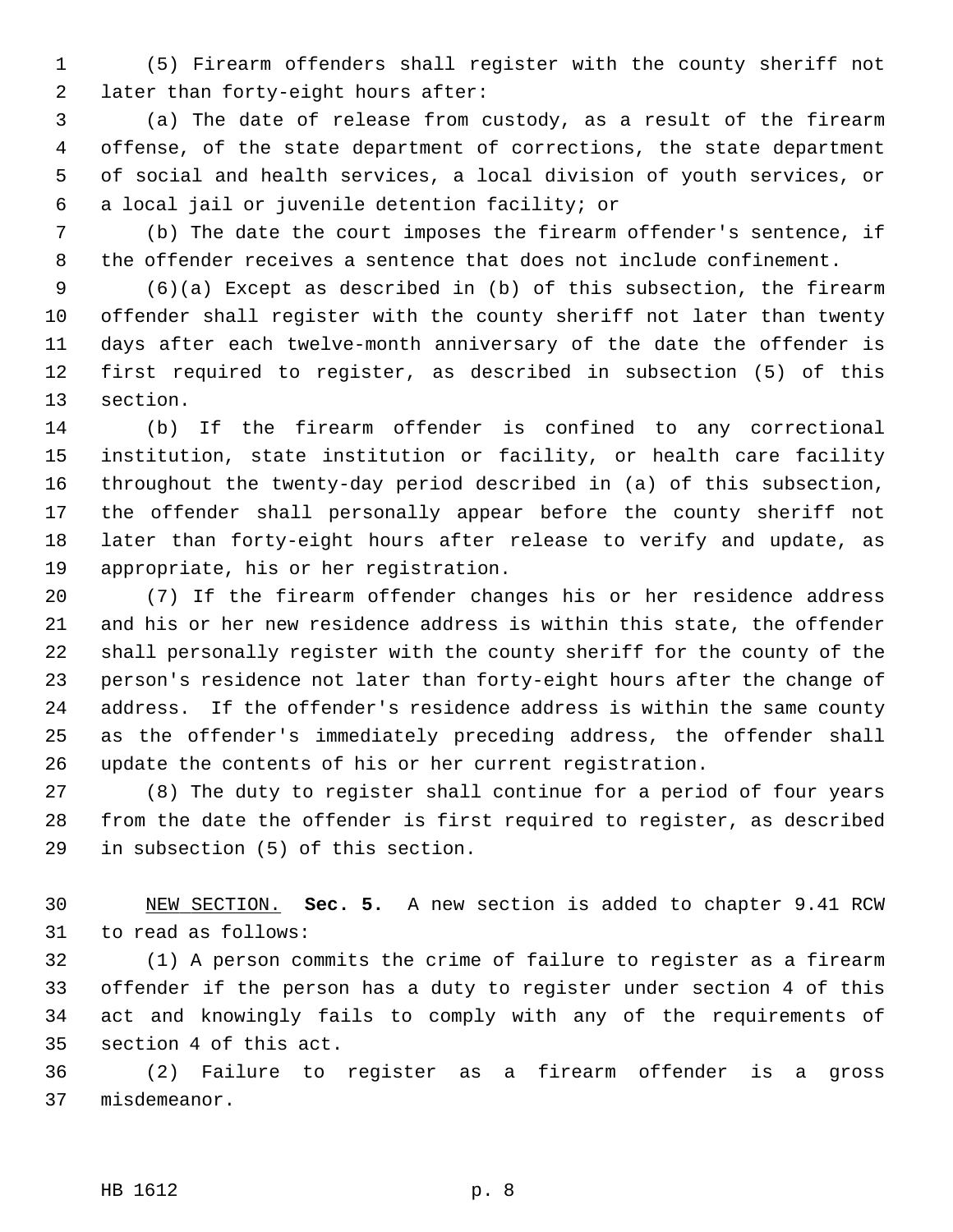(5) Firearm offenders shall register with the county sheriff not later than forty-eight hours after:

(a) The date of release from custody, as a result of the firearm offense, of the state department of corrections, the state department of social and health services, a local division of youth services, or a local jail or juvenile detention facility; or

(b) The date the court imposes the firearm offender's sentence, if the offender receives a sentence that does not include confinement.

(6)(a) Except as described in (b) of this subsection, the firearm offender shall register with the county sheriff not later than twenty days after each twelve-month anniversary of the date the offender is first required to register, as described in subsection (5) of this section.

(b) If the firearm offender is confined to any correctional institution, state institution or facility, or health care facility throughout the twenty-day period described in (a) of this subsection, the offender shall personally appear before the county sheriff not later than forty-eight hours after release to verify and update, as appropriate, his or her registration.

(7) If the firearm offender changes his or her residence address and his or her new residence address is within this state, the offender shall personally register with the county sheriff for the county of the person's residence not later than forty-eight hours after the change of address. If the offender's residence address is within the same county as the offender's immediately preceding address, the offender shall update the contents of his or her current registration.

(8) The duty to register shall continue for a period of four years from the date the offender is first required to register, as described in subsection (5) of this section.

NEW SECTION. **Sec. 5.** A new section is added to chapter 9.41 RCW to read as follows:

(1) A person commits the crime of failure to register as a firearm offender if the person has a duty to register under section 4 of this act and knowingly fails to comply with any of the requirements of section 4 of this act.

(2) Failure to register as a firearm offender is a gross misdemeanor.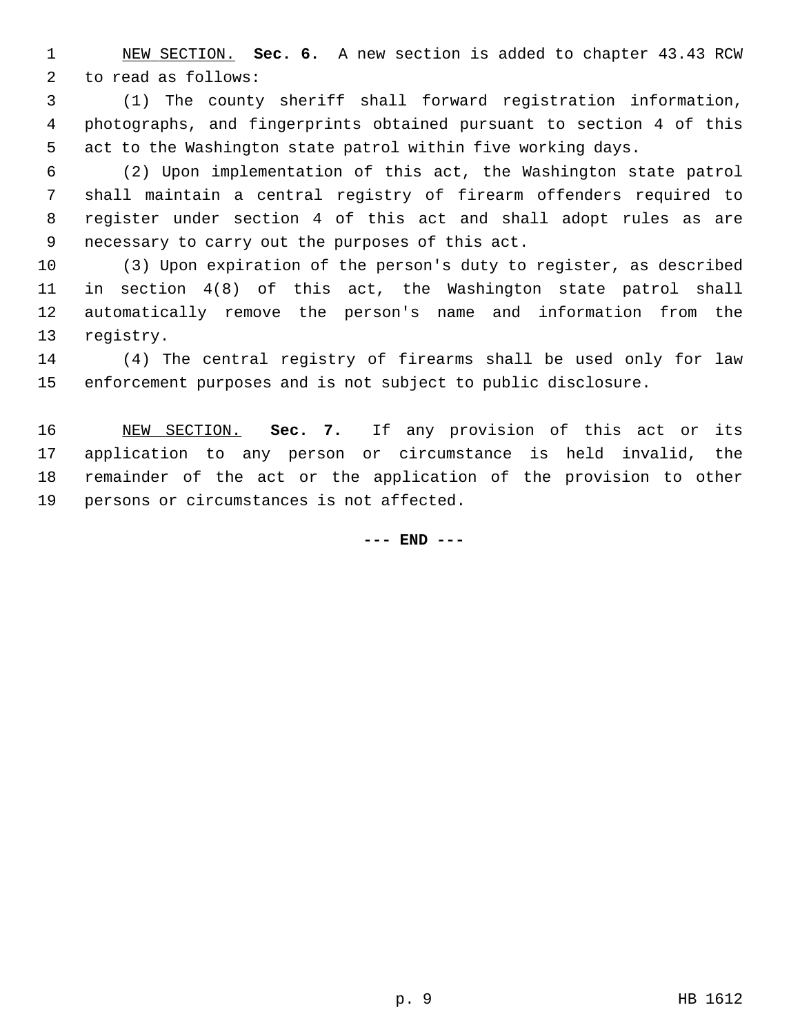NEW SECTION. **Sec. 6.** A new section is added to chapter 43.43 RCW to read as follows:

(1) The county sheriff shall forward registration information, photographs, and fingerprints obtained pursuant to section 4 of this act to the Washington state patrol within five working days.

(2) Upon implementation of this act, the Washington state patrol shall maintain a central registry of firearm offenders required to register under section 4 of this act and shall adopt rules as are necessary to carry out the purposes of this act.

(3) Upon expiration of the person's duty to register, as described in section 4(8) of this act, the Washington state patrol shall automatically remove the person's name and information from the registry.

(4) The central registry of firearms shall be used only for law enforcement purposes and is not subject to public disclosure.

NEW SECTION. **Sec. 7.** If any provision of this act or its application to any person or circumstance is held invalid, the remainder of the act or the application of the provision to other persons or circumstances is not affected.

**--- END ---**